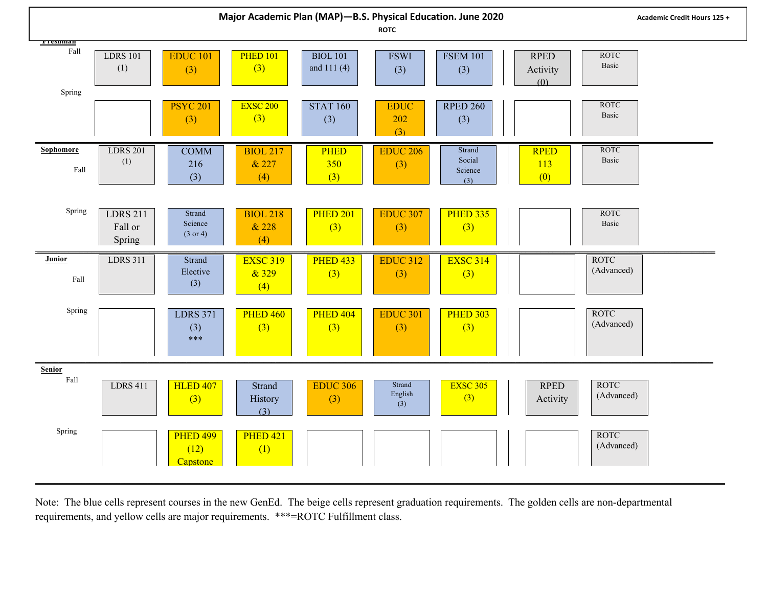# Major Academic Plan (MAP)—B.S. Physical Education. June 2020

ROTC

**Academic Credit Hours 125 +**

| | | | | | | | | | |
|---|---|---|---|---|---|---|---|---|---|
| **Freshman** Fall | LDRS 101 (1) | EDUC 101 (3) | PHED 101 (3) | BIOL 101 and 111 (4) | FSWI (3) | FSEM 101 (3) | | RPED Activity (0) | ROTC Basic |
| Spring | | PSYC 201 (3) | EXSC 200 (3) | STAT 160 (3) | EDUC 202 (3) | RPED 260 (3) | | | ROTC Basic |
| **Sophomore** Fall | LDRS 201 (1) | COMM 216 (3) | BIOL 217 & 227 (4) | PHED 350 (3) | EDUC 206 (3) | Strand Social Science (3) | | RPED 113 (0) | ROTC Basic |
| Spring | LDRS 211 Fall or Spring | Strand Science (3 or 4) | BIOL 218 & 228 (4) | PHED 201 (3) | EDUC 307 (3) | PHED 335 (3) | | | ROTC Basic |
| **Junior** Fall | LDRS 311 | Strand Elective (3) | EXSC 319 & 329 (4) | PHED 433 (3) | EDUC 312 (3) | EXSC 314 (3) | | | ROTC (Advanced) |
| Spring | | LDRS 371 (3) *** | PHED 460 (3) | PHED 404 (3) | EDUC 301 (3) | PHED 303 (3) | | | ROTC (Advanced) |
| **Senior** Fall | LDRS 411 | HLED 407 (3) | Strand History (3) | EDUC 306 (3) | Strand English (3) | EXSC 305 (3) | | RPED Activity | ROTC (Advanced) |
| Spring | | PHED 499 (12) Capstone | PHED 421 (1) | | | | | | ROTC (Advanced) |

Note: The blue cells represent courses in the new GenEd. The beige cells represent graduation requirements. The golden cells are non-departmental requirements, and yellow cells are major requirements. ***=ROTC Fulfillment class.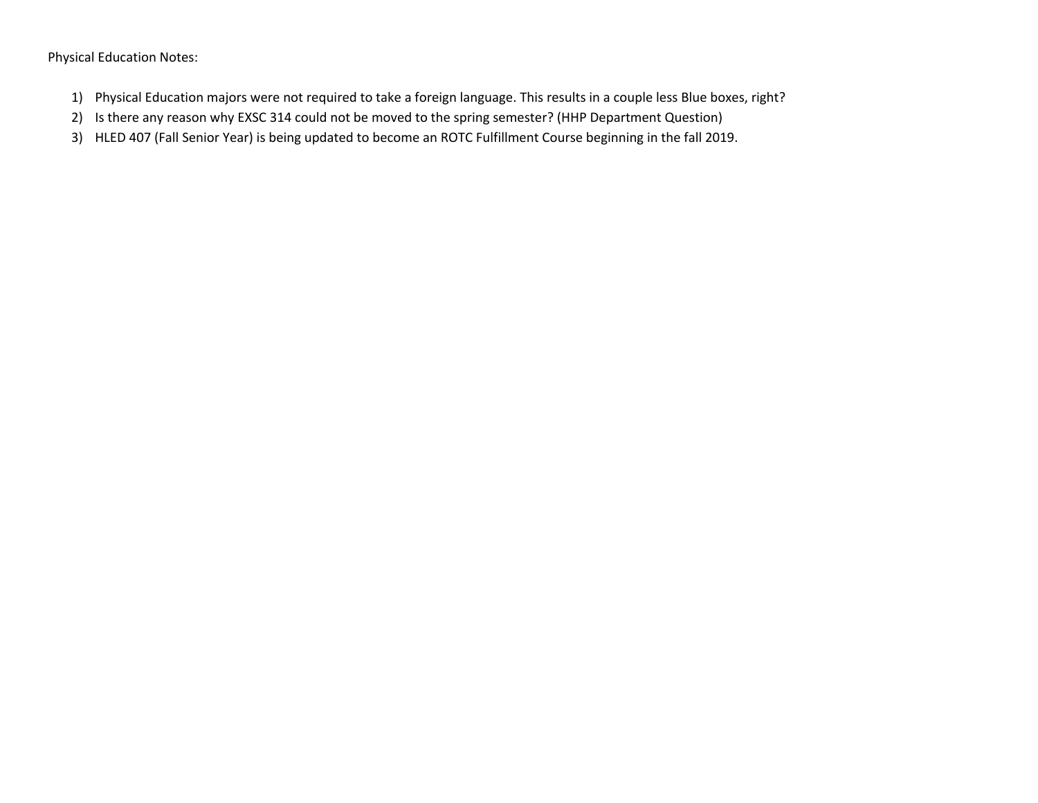Physical Education Notes:

1) Physical Education majors were not required to take a foreign language. This results in a couple less Blue boxes, right?
2) Is there any reason why EXSC 314 could not be moved to the spring semester? (HHP Department Question)
3) HLED 407 (Fall Senior Year) is being updated to become an ROTC Fulfillment Course beginning in the fall 2019.